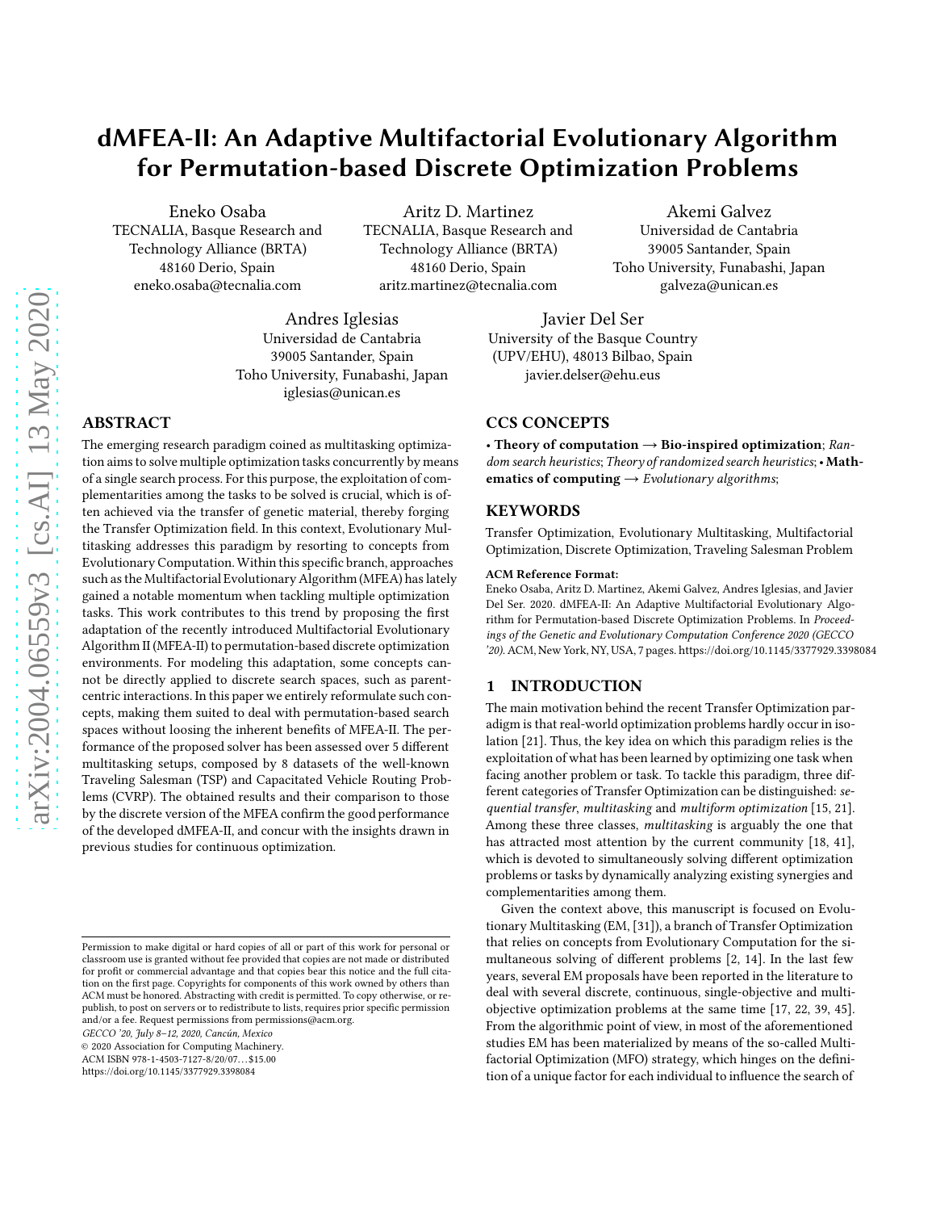# dMFEA-II: An Adaptive Multifactorial Evolutionary Algorithm for Permutation-based Discrete Optimization Problems

Eneko Osaba
TECNALIA, Basque Research and Technology Alliance (BRTA)
48160 Derio, Spain
eneko.osaba@tecnalia.com

Aritz D. Martinez
TECNALIA, Basque Research and Technology Alliance (BRTA)
48160 Derio, Spain
aritz.martinez@tecnalia.com

Akemi Galvez
Universidad de Cantabria
39005 Santander, Spain
Toho University, Funabashi, Japan
galveza@unican.es

Andres Iglesias
Universidad de Cantabria
39005 Santander, Spain
Toho University, Funabashi, Japan
iglesias@unican.es

Javier Del Ser
University of the Basque Country (UPV/EHU), 48013 Bilbao, Spain
javier.delser@ehu.eus

## ABSTRACT

The emerging research paradigm coined as multitasking optimization aims to solve multiple optimization tasks concurrently by means of a single search process. For this purpose, the exploitation of complementarities among the tasks to be solved is crucial, which is often achieved via the transfer of genetic material, thereby forging the Transfer Optimization field. In this context, Evolutionary Multitasking addresses this paradigm by resorting to concepts from Evolutionary Computation. Within this specific branch, approaches such as the Multifactorial Evolutionary Algorithm (MFEA) has lately gained a notable momentum when tackling multiple optimization tasks. This work contributes to this trend by proposing the first adaptation of the recently introduced Multifactorial Evolutionary Algorithm II (MFEA-II) to permutation-based discrete optimization environments. For modeling this adaptation, some concepts cannot be directly applied to discrete search spaces, such as parent-centric interactions. In this paper we entirely reformulate such concepts, making them suited to deal with permutation-based search spaces without loosing the inherent benefits of MFEA-II. The performance of the proposed solver has been assessed over 5 different multitasking setups, composed by 8 datasets of the well-known Traveling Salesman (TSP) and Capacitated Vehicle Routing Problems (CVRP). The obtained results and their comparison to those by the discrete version of the MFEA confirm the good performance of the developed dMFEA-II, and concur with the insights drawn in previous studies for continuous optimization.

## CCS CONCEPTS

• **Theory of computation → Bio-inspired optimization**; *Random search heuristics*; *Theory of randomized search heuristics*; • **Mathematics of computing** → *Evolutionary algorithms*;

## KEYWORDS

Transfer Optimization, Evolutionary Multitasking, Multifactorial Optimization, Discrete Optimization, Traveling Salesman Problem

**ACM Reference Format:**
Eneko Osaba, Aritz D. Martinez, Akemi Galvez, Andres Iglesias, and Javier Del Ser. 2020. dMFEA-II: An Adaptive Multifactorial Evolutionary Algorithm for Permutation-based Discrete Optimization Problems. In *Proceedings of the Genetic and Evolutionary Computation Conference 2020 (GECCO '20)*. ACM, New York, NY, USA, 7 pages. https://doi.org/10.1145/3377929.3398084

Permission to make digital or hard copies of all or part of this work for personal or classroom use is granted without fee provided that copies are not made or distributed for profit or commercial advantage and that copies bear this notice and the full citation on the first page. Copyrights for components of this work owned by others than ACM must be honored. Abstracting with credit is permitted. To copy otherwise, or republish, to post on servers or to redistribute to lists, requires prior specific permission and/or a fee. Request permissions from permissions@acm.org.
*GECCO '20, July 8–12, 2020, Cancún, Mexico*
© 2020 Association for Computing Machinery.
ACM ISBN 978-1-4503-7127-8/20/07…$15.00
https://doi.org/10.1145/3377929.3398084

## 1 INTRODUCTION

The main motivation behind the recent Transfer Optimization paradigm is that real-world optimization problems hardly occur in isolation [21]. Thus, the key idea on which this paradigm relies is the exploitation of what has been learned by optimizing one task when facing another problem or task. To tackle this paradigm, three different categories of Transfer Optimization can be distinguished: *sequential transfer*, *multitasking* and *multiform optimization* [15, 21]. Among these three classes, *multitasking* is arguably the one that has attracted most attention by the current community [18, 41], which is devoted to simultaneously solving different optimization problems or tasks by dynamically analyzing existing synergies and complementarities among them.

Given the context above, this manuscript is focused on Evolutionary Multitasking (EM, [31]), a branch of Transfer Optimization that relies on concepts from Evolutionary Computation for the simultaneous solving of different problems [2, 14]. In the last few years, several EM proposals have been reported in the literature to deal with several discrete, continuous, single-objective and multi-objective optimization problems at the same time [17, 22, 39, 45]. From the algorithmic point of view, in most of the aforementioned studies EM has been materialized by means of the so-called Multifactorial Optimization (MFO) strategy, which hinges on the definition of a unique factor for each individual to influence the search of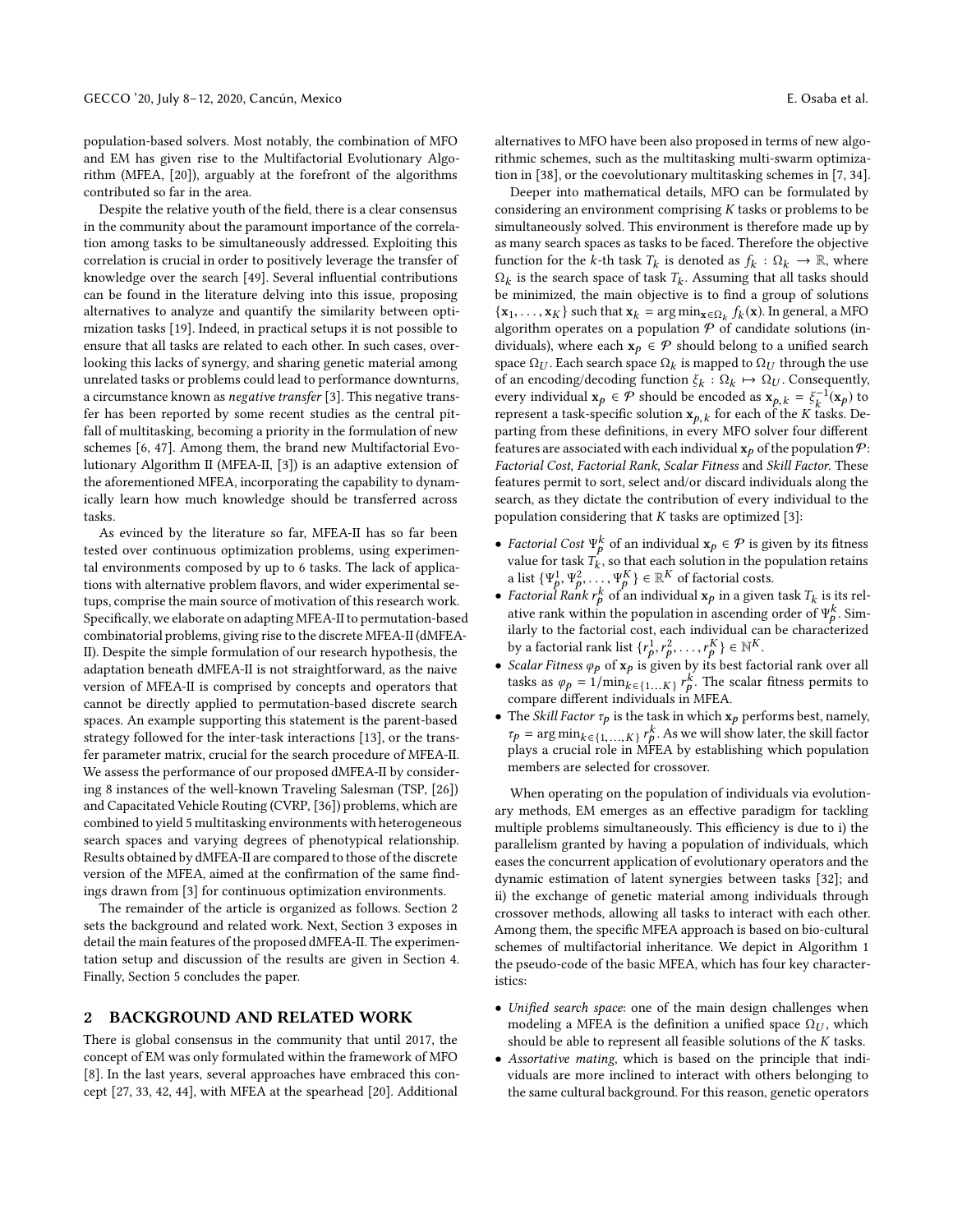population-based solvers. Most notably, the combination of MFO and EM has given rise to the Multifactorial Evolutionary Algorithm (MFEA, [20]), arguably at the forefront of the algorithms contributed so far in the area.

Despite the relative youth of the field, there is a clear consensus in the community about the paramount importance of the correlation among tasks to be simultaneously addressed. Exploiting this correlation is crucial in order to positively leverage the transfer of knowledge over the search [49]. Several influential contributions can be found in the literature delving into this issue, proposing alternatives to analyze and quantify the similarity between optimization tasks [19]. Indeed, in practical setups it is not possible to ensure that all tasks are related to each other. In such cases, overlooking this lacks of synergy, and sharing genetic material among unrelated tasks or problems could lead to performance downturns, a circumstance known as *negative transfer* [3]. This negative transfer has been reported by some recent studies as the central pitfall of multitasking, becoming a priority in the formulation of new schemes [6, 47]. Among them, the brand new Multifactorial Evolutionary Algorithm II (MFEA-II, [3]) is an adaptive extension of the aforementioned MFEA, incorporating the capability to dynamically learn how much knowledge should be transferred across tasks.

As evinced by the literature so far, MFEA-II has so far been tested over continuous optimization problems, using experimental environments composed by up to 6 tasks. The lack of applications with alternative problem flavors, and wider experimental setups, comprise the main source of motivation of this research work. Specifically, we elaborate on adapting MFEA-II to permutation-based combinatorial problems, giving rise to the discrete MFEA-II (dMFEA-II). Despite the simple formulation of our research hypothesis, the adaptation beneath dMFEA-II is not straightforward, as the naive version of MFEA-II is comprised by concepts and operators that cannot be directly applied to permutation-based discrete search spaces. An example supporting this statement is the parent-based strategy followed for the inter-task interactions [13], or the transfer parameter matrix, crucial for the search procedure of MFEA-II. We assess the performance of our proposed dMFEA-II by considering 8 instances of the well-known Traveling Salesman (TSP, [26]) and Capacitated Vehicle Routing (CVRP, [36]) problems, which are combined to yield 5 multitasking environments with heterogeneous search spaces and varying degrees of phenotypical relationship. Results obtained by dMFEA-II are compared to those of the discrete version of the MFEA, aimed at the confirmation of the same findings drawn from [3] for continuous optimization environments.

The remainder of the article is organized as follows. Section 2 sets the background and related work. Next, Section 3 exposes in detail the main features of the proposed dMFEA-II. The experimentation setup and discussion of the results are given in Section 4. Finally, Section 5 concludes the paper.

## 2 BACKGROUND AND RELATED WORK

There is global consensus in the community that until 2017, the concept of EM was only formulated within the framework of MFO [8]. In the last years, several approaches have embraced this concept [27, 33, 42, 44], with MFEA at the spearhead [20]. Additional alternatives to MFO have been also proposed in terms of new algorithmic schemes, such as the multitasking multi-swarm optimization in [38], or the coevolutionary multitasking schemes in [7, 34].

Deeper into mathematical details, MFO can be formulated by considering an environment comprising $K$ tasks or problems to be simultaneously solved. This environment is therefore made up by as many search spaces as tasks to be faced. Therefore the objective function for the $k$-th task $T_k$ is denoted as $f_k : \Omega_k \rightarrow \mathbb{R}$, where $\Omega_k$ is the search space of task $T_k$. Assuming that all tasks should be minimized, the main objective is to find a group of solutions $\{\mathbf{x}_1, \ldots, \mathbf{x}_K\}$ such that $\mathbf{x}_k = \arg\min_{\mathbf{x}\in\Omega_k} f_k(\mathbf{x})$. In general, a MFO algorithm operates on a population $\mathcal{P}$ of candidate solutions (individuals), where each $\mathbf{x}_p \in \mathcal{P}$ should belong to a unified search space $\Omega_U$. Each search space $\Omega_k$ is mapped to $\Omega_U$ through the use of an encoding/decoding function $\xi_k : \Omega_k \mapsto \Omega_U$. Consequently, every individual $\mathbf{x}_p \in \mathcal{P}$ should be encoded as $\mathbf{x}_{p,k} = \xi_k^{-1}(\mathbf{x}_p)$ to represent a task-specific solution $\mathbf{x}_{p,k}$ for each of the $K$ tasks. Departing from these definitions, in every MFO solver four different features are associated with each individual $\mathbf{x}_p$ of the population $\mathcal{P}$: *Factorial Cost*, *Factorial Rank*, *Scalar Fitness* and *Skill Factor*. These features permit to sort, select and/or discard individuals along the search, as they dictate the contribution of every individual to the population considering that $K$ tasks are optimized [3]:

- *Factorial Cost* $\Psi_p^k$ of an individual $\mathbf{x}_p \in \mathcal{P}$ is given by its fitness value for task $T_k$, so that each solution in the population retains a list $\{\Psi_p^1, \Psi_p^2, \ldots, \Psi_p^K\} \in \mathbb{R}^K$ of factorial costs.
- *Factorial Rank* $r_p^k$ of an individual $\mathbf{x}_p$ in a given task $T_k$ is its relative rank within the population in ascending order of $\Psi_p^k$. Similarly to the factorial cost, each individual can be characterized by a factorial rank list $\{r_p^1, r_p^2, \ldots, r_p^K\} \in \mathbb{N}^K$.
- *Scalar Fitness* $\varphi_p$ of $\mathbf{x}_p$ is given by its best factorial rank over all tasks as $\varphi_p = 1/\min_{k\in\{1\ldots K\}} r_p^k$. The scalar fitness permits to compare different individuals in MFEA.
- The *Skill Factor* $\tau_p$ is the task in which $\mathbf{x}_p$ performs best, namely, $\tau_p = \arg\min_{k\in\{1,\ldots,K\}} r_p^k$. As we will show later, the skill factor plays a crucial role in MFEA by establishing which population members are selected for crossover.

When operating on the population of individuals via evolutionary methods, EM emerges as an effective paradigm for tackling multiple problems simultaneously. This efficiency is due to i) the parallelism granted by having a population of individuals, which eases the concurrent application of evolutionary operators and the dynamic estimation of latent synergies between tasks [32]; and ii) the exchange of genetic material among individuals through crossover methods, allowing all tasks to interact with each other. Among them, the specific MFEA approach is based on bio-cultural schemes of multifactorial inheritance. We depict in Algorithm 1 the pseudo-code of the basic MFEA, which has four key characteristics:

- *Unified search space*: one of the main design challenges when modeling a MFEA is the definition a unified space $\Omega_U$, which should be able to represent all feasible solutions of the $K$ tasks.
- *Assortative mating*, which is based on the principle that individuals are more inclined to interact with others belonging to the same cultural background. For this reason, genetic operators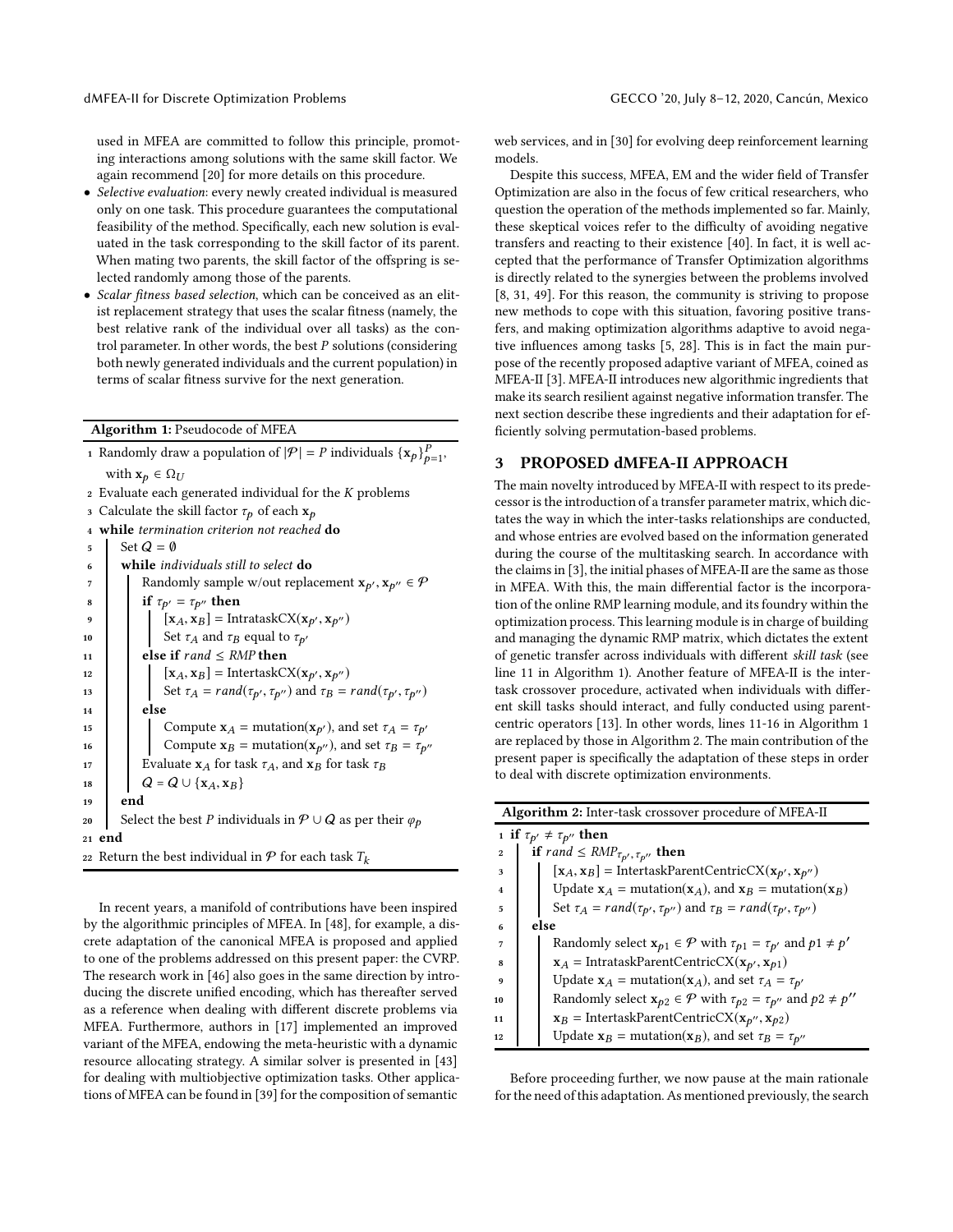used in MFEA are committed to follow this principle, promoting interactions among solutions with the same skill factor. We again recommend [20] for more details on this procedure.

- *Selective evaluation*: every newly created individual is measured only on one task. This procedure guarantees the computational feasibility of the method. Specifically, each new solution is evaluated in the task corresponding to the skill factor of its parent. When mating two parents, the skill factor of the offspring is selected randomly among those of the parents.
- *Scalar fitness based selection*, which can be conceived as an elitist replacement strategy that uses the scalar fitness (namely, the best relative rank of the individual over all tasks) as the control parameter. In other words, the best $P$ solutions (considering both newly generated individuals and the current population) in terms of scalar fitness survive for the next generation.

**Algorithm 1:** Pseudocode of MFEA

```
1  Randomly draw a population of |P| = P individuals {x_p}_{p=1}^P, with x_p ∈ Ω_U
2  Evaluate each generated individual for the K problems
3  Calculate the skill factor τ_p of each x_p
4  while termination criterion not reached do
5      Set Q = ∅
6      while individuals still to select do
7          Randomly sample w/out replacement x_{p'}, x_{p''} ∈ P
8          if τ_{p'} = τ_{p''} then
9              [x_A, x_B] = IntrataskCX(x_{p'}, x_{p''})
10             Set τ_A and τ_B equal to τ_{p'}
11         else if rand ≤ RMP then
12             [x_A, x_B] = IntertaskCX(x_{p'}, x_{p''})
13             Set τ_A = rand(τ_{p'}, τ_{p''}) and τ_B = rand(τ_{p'}, τ_{p''})
14         else
15             Compute x_A = mutation(x_{p'}), and set τ_A = τ_{p'}
16             Compute x_B = mutation(x_{p''}), and set τ_B = τ_{p''}
17         Evaluate x_A for task τ_A, and x_B for task τ_B
18         Q = Q ∪ {x_A, x_B}
19     end
20     Select the best P individuals in P ∪ Q as per their φ_p
21 end
22 Return the best individual in P for each task T_k
```

In recent years, a manifold of contributions have been inspired by the algorithmic principles of MFEA. In [48], for example, a discrete adaptation of the canonical MFEA is proposed and applied to one of the problems addressed on this present paper: the CVRP. The research work in [46] also goes in the same direction by introducing the discrete unified encoding, which has thereafter served as a reference when dealing with different discrete problems via MFEA. Furthermore, authors in [17] implemented an improved variant of the MFEA, endowing the meta-heuristic with a dynamic resource allocating strategy. A similar solver is presented in [43] for dealing with multiobjective optimization tasks. Other applications of MFEA can be found in [39] for the composition of semantic web services, and in [30] for evolving deep reinforcement learning models.

Despite this success, MFEA, EM and the wider field of Transfer Optimization are also in the focus of few critical researchers, who question the operation of the methods implemented so far. Mainly, these skeptical voices refer to the difficulty of avoiding negative transfers and reacting to their existence [40]. In fact, it is well accepted that the performance of Transfer Optimization algorithms is directly related to the synergies between the problems involved [8, 31, 49]. For this reason, the community is striving to propose new methods to cope with this situation, favoring positive transfers, and making optimization algorithms adaptive to avoid negative influences among tasks [5, 28]. This is in fact the main purpose of the recently proposed adaptive variant of MFEA, coined as MFEA-II [3]. MFEA-II introduces new algorithmic ingredients that make its search resilient against negative information transfer. The next section describe these ingredients and their adaptation for efficiently solving permutation-based problems.

## 3 PROPOSED dMFEA-II APPROACH

The main novelty introduced by MFEA-II with respect to its predecessor is the introduction of a transfer parameter matrix, which dictates the way in which the inter-tasks relationships are conducted, and whose entries are evolved based on the information generated during the course of the multitasking search. In accordance with the claims in [3], the initial phases of MFEA-II are the same as those in MFEA. With this, the main differential factor is the incorporation of the online RMP learning module, and its foundry within the optimization process. This learning module is in charge of building and managing the dynamic RMP matrix, which dictates the extent of genetic transfer across individuals with different *skill task* (see line 11 in Algorithm 1). Another feature of MFEA-II is the intertask crossover procedure, activated when individuals with different skill tasks should interact, and fully conducted using parent-centric operators [13]. In other words, lines 11-16 in Algorithm 1 are replaced by those in Algorithm 2. The main contribution of the present paper is specifically the adaptation of these steps in order to deal with discrete optimization environments.

**Algorithm 2:** Inter-task crossover procedure of MFEA-II

```
1  if τ_{p'} ≠ τ_{p''} then
2      if rand ≤ RMP_{τ_{p'}, τ_{p''}} then
3          [x_A, x_B] = IntertaskParentCentricCX(x_{p'}, x_{p''})
4          Update x_A = mutation(x_A), and x_B = mutation(x_B)
5          Set τ_A = rand(τ_{p'}, τ_{p''}) and τ_B = rand(τ_{p'}, τ_{p''})
6      else
7          Randomly select x_{p1} ∈ P with τ_{p1} = τ_{p'} and p1 ≠ p'
8          x_A = IntrataskParentCentricCX(x_{p'}, x_{p1})
9          Update x_A = mutation(x_A), and set τ_A = τ_{p'}
10         Randomly select x_{p2} ∈ P with τ_{p2} = τ_{p''} and p2 ≠ p''
11         x_B = IntertaskParentCentricCX(x_{p''}, x_{p2})
12         Update x_B = mutation(x_B), and set τ_B = τ_{p''}
```

Before proceeding further, we now pause at the main rationale for the need of this adaptation. As mentioned previously, the search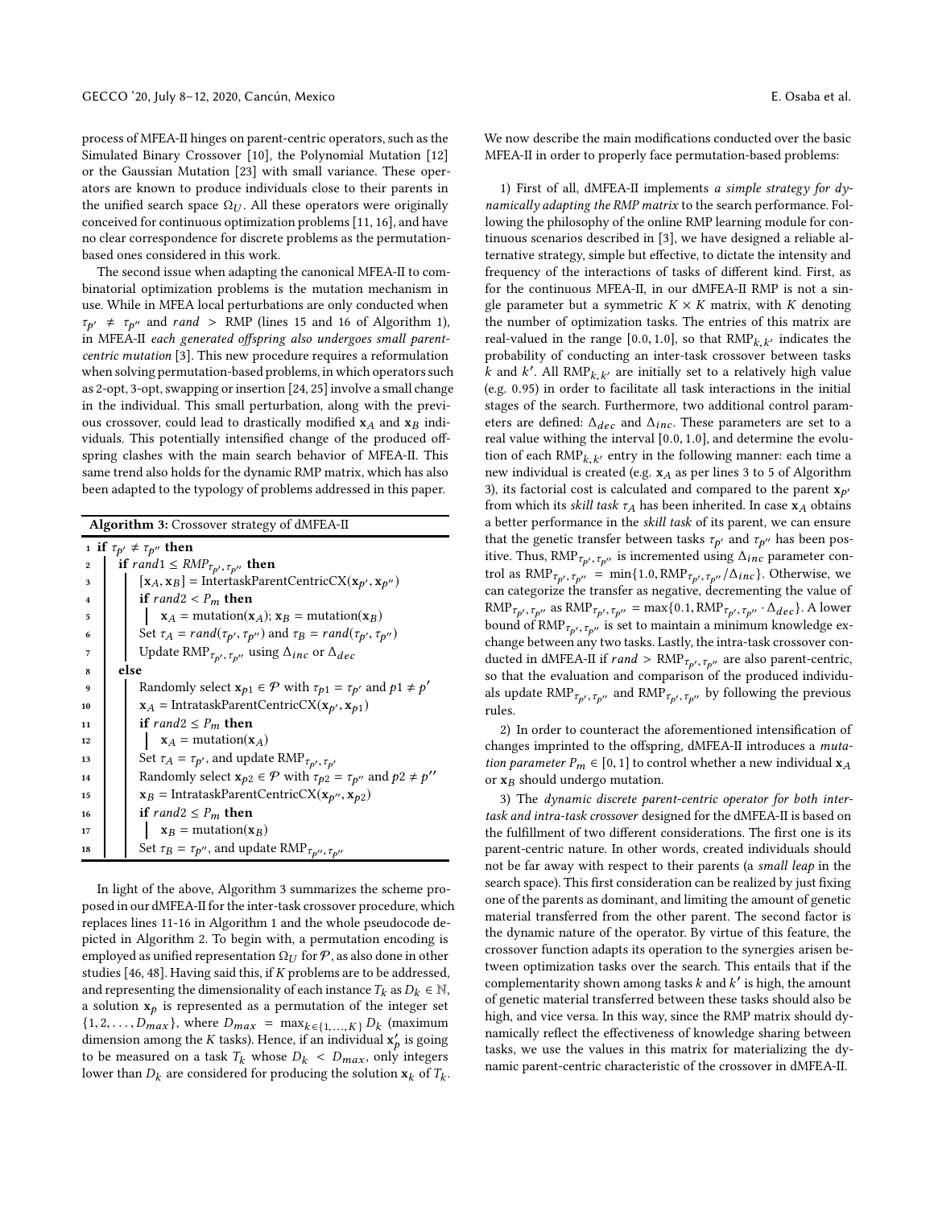process of MFEA-II hinges on parent-centric operators, such as the Simulated Binary Crossover [10], the Polynomial Mutation [12] or the Gaussian Mutation [23] with small variance. These operators are known to produce individuals close to their parents in the unified search space $\Omega_U$. All these operators were originally conceived for continuous optimization problems [11, 16], and have no clear correspondence for discrete problems as the permutation-based ones considered in this work.

The second issue when adapting the canonical MFEA-II to combinatorial optimization problems is the mutation mechanism in use. While in MFEA local perturbations are only conducted when $\tau_{p'} \neq \tau_{p''}$ and $rand > \text{RMP}$ (lines 15 and 16 of Algorithm 1), in MFEA-II *each generated offspring also undergoes small parent-centric mutation* [3]. This new procedure requires a reformulation when solving permutation-based problems, in which operators such as 2-opt, 3-opt, swapping or insertion [24, 25] involve a small change in the individual. This small perturbation, along with the previous crossover, could lead to drastically modified $\mathbf{x}_A$ and $\mathbf{x}_B$ individuals. This potentially intensified change of the produced offspring clashes with the main search behavior of MFEA-II. This same trend also holds for the dynamic RMP matrix, which has also been adapted to the typology of problems addressed in this paper.

**Algorithm 3:** Crossover strategy of dMFEA-II

```
1  if τ_{p'} ≠ τ_{p''} then
2      if rand1 ≤ RMP_{τ_{p'},τ_{p''}} then
3          [x_A, x_B] = IntertaskParentCentricCX(x_{p'}, x_{p''})
4          if rand2 < P_m then
5              x_A = mutation(x_A); x_B = mutation(x_B)
6          Set τ_A = rand(τ_{p'}, τ_{p''}) and τ_B = rand(τ_{p'}, τ_{p''})
7          Update RMP_{τ_{p'},τ_{p''}} using Δ_inc or Δ_dec
8      else
9          Randomly select x_{p1} ∈ P with τ_{p1} = τ_{p'} and p1 ≠ p'
10         x_A = IntrataskParentCentricCX(x_{p'}, x_{p1})
11         if rand2 ≤ P_m then
12             x_A = mutation(x_A)
13         Set τ_A = τ_{p'}, and update RMP_{τ_{p'},τ_{p'}}
14         Randomly select x_{p2} ∈ P with τ_{p2} = τ_{p''} and p2 ≠ p''
15         x_B = IntrataskParentCentricCX(x_{p''}, x_{p2})
16         if rand2 ≤ P_m then
17             x_B = mutation(x_B)
18         Set τ_B = τ_{p''}, and update RMP_{τ_{p''},τ_{p''}}
```

In light of the above, Algorithm 3 summarizes the scheme proposed in our dMFEA-II for the inter-task crossover procedure, which replaces lines 11-16 in Algorithm 1 and the whole pseudocode depicted in Algorithm 2. To begin with, a permutation encoding is employed as unified representation $\Omega_U$ for $\mathcal{P}$, as also done in other studies [46, 48]. Having said this, if $K$ problems are to be addressed, and representing the dimensionality of each instance $T_k$ as $D_k \in \mathbb{N}$, a solution $\mathbf{x}_p$ is represented as a permutation of the integer set $\{1, 2, \ldots, D_{max}\}$, where $D_{max} = \max_{k \in \{1,\ldots,K\}} D_k$ (maximum dimension among the $K$ tasks). Hence, if an individual $\mathbf{x}'_p$ is going to be measured on a task $T_k$ whose $D_k < D_{max}$, only integers lower than $D_k$ are considered for producing the solution $\mathbf{x}_k$ of $T_k$.

We now describe the main modifications conducted over the basic MFEA-II in order to properly face permutation-based problems:

1) First of all, dMFEA-II implements *a simple strategy for dynamically adapting the RMP matrix* to the search performance. Following the philosophy of the online RMP learning module for continuous scenarios described in [3], we have designed a reliable alternative strategy, simple but effective, to dictate the intensity and frequency of the interactions of tasks of different kind. First, as for the continuous MFEA-II, in our dMFEA-II RMP is not a single parameter but a symmetric $K \times K$ matrix, with $K$ denoting the number of optimization tasks. The entries of this matrix are real-valued in the range $[0.0, 1.0]$, so that $\text{RMP}_{k,k'}$ indicates the probability of conducting an inter-task crossover between tasks $k$ and $k'$. All $\text{RMP}_{k,k'}$ are initially set to a relatively high value (e.g. 0.95) in order to facilitate all task interactions in the initial stages of the search. Furthermore, two additional control parameters are defined: $\Delta_{dec}$ and $\Delta_{inc}$. These parameters are set to a real value withing the interval $[0.0, 1.0]$, and determine the evolution of each $\text{RMP}_{k,k'}$ entry in the following manner: each time a new individual is created (e.g. $\mathbf{x}_A$ as per lines 3 to 5 of Algorithm 3), its factorial cost is calculated and compared to the parent $\mathbf{x}_{p'}$ from which its *skill task* $\tau_A$ has been inherited. In case $\mathbf{x}_A$ obtains a better performance in the *skill task* of its parent, we can ensure that the genetic transfer between tasks $\tau_{p'}$ and $\tau_{p''}$ has been positive. Thus, $\text{RMP}_{\tau_{p'},\tau_{p''}}$ is incremented using $\Delta_{inc}$ parameter control as $\text{RMP}_{\tau_{p'},\tau_{p''}} = \min\{1.0, \text{RMP}_{\tau_{p'},\tau_{p''}}/\Delta_{inc}\}$. Otherwise, we can categorize the transfer as negative, decrementing the value of $\text{RMP}_{\tau_{p'},\tau_{p''}}$ as $\text{RMP}_{\tau_{p'},\tau_{p''}} = \max\{0.1, \text{RMP}_{\tau_{p'},\tau_{p''}} \cdot \Delta_{dec}\}$. A lower bound of $\text{RMP}_{\tau_{p'},\tau_{p''}}$ is set to maintain a minimum knowledge exchange between any two tasks. Lastly, the intra-task crossover conducted in dMFEA-II if $rand > \text{RMP}_{\tau_{p'},\tau_{p''}}$ are also parent-centric, so that the evaluation and comparison of the produced individuals update $\text{RMP}_{\tau_{p'},\tau_{p''}}$ and $\text{RMP}_{\tau_{p'},\tau_{p''}}$ by following the previous rules.

2) In order to counteract the aforementioned intensification of changes imprinted to the offspring, dMFEA-II introduces a *mutation parameter* $P_m \in [0, 1]$ to control whether a new individual $\mathbf{x}_A$ or $\mathbf{x}_B$ should undergo mutation.

3) The *dynamic discrete parent-centric operator for both inter-task and intra-task crossover* designed for the dMFEA-II is based on the fulfillment of two different considerations. The first one is its parent-centric nature. In other words, created individuals should not be far away with respect to their parents (a *small leap* in the search space). This first consideration can be realized by just fixing one of the parents as dominant, and limiting the amount of genetic material transferred from the other parent. The second factor is the dynamic nature of the operator. By virtue of this feature, the crossover function adapts its operation to the synergies arisen between optimization tasks over the search. This entails that if the complementarity shown among tasks $k$ and $k'$ is high, the amount of genetic material transferred between these tasks should also be high, and vice versa. In this way, since the RMP matrix should dynamically reflect the effectiveness of knowledge sharing between tasks, we use the values in this matrix for materializing the dynamic parent-centric characteristic of the crossover in dMFEA-II.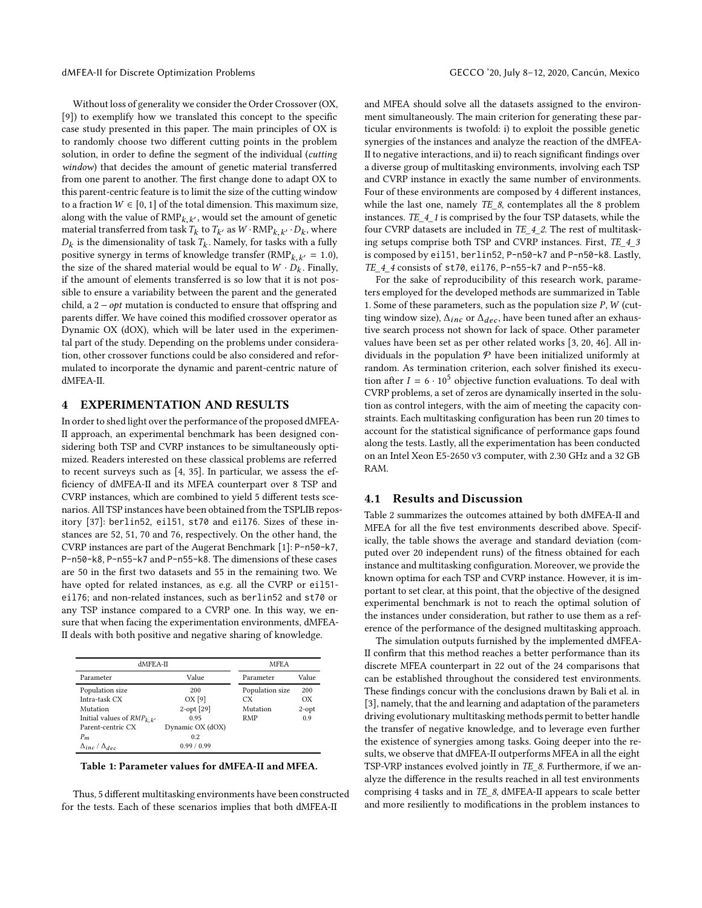Without loss of generality we consider the Order Crossover (OX, [9]) to exemplify how we translated this concept to the specific case study presented in this paper. The main principles of OX is to randomly choose two different cutting points in the problem solution, in order to define the segment of the individual (*cutting window*) that decides the amount of genetic material transferred from one parent to another. The first change done to adapt OX to this parent-centric feature is to limit the size of the cutting window to a fraction $W \in [0, 1]$ of the total dimension. This maximum size, along with the value of $\text{RMP}_{k,k'}$, would set the amount of genetic material transferred from task $T_k$ to $T_{k'}$ as $W \cdot \text{RMP}_{k,k'} \cdot D_k$, where $D_k$ is the dimensionality of task $T_k$. Namely, for tasks with a fully positive synergy in terms of knowledge transfer ($\text{RMP}_{k,k'} = 1.0$), the size of the shared material would be equal to $W \cdot D_k$. Finally, if the amount of elements transferred is so low that it is not possible to ensure a variability between the parent and the generated child, a $2-opt$ mutation is conducted to ensure that offspring and parents differ. We have coined this modified crossover operator as Dynamic OX (dOX), which will be later used in the experimental part of the study. Depending on the problems under consideration, other crossover functions could be also considered and reformulated to incorporate the dynamic and parent-centric nature of dMFEA-II.

# 4 EXPERIMENTATION AND RESULTS

In order to shed light over the performance of the proposed dMFEA-II approach, an experimental benchmark has been designed considering both TSP and CVRP instances to be simultaneously optimized. Readers interested on these classical problems are referred to recent surveys such as [4, 35]. In particular, we assess the efficiency of dMFEA-II and its MFEA counterpart over 8 TSP and CVRP instances, which are combined to yield 5 different tests scenarios. All TSP instances have been obtained from the TSPLIB repository [37]: berlin52, eil51, st70 and eil76. Sizes of these instances are 52, 51, 70 and 76, respectively. On the other hand, the CVRP instances are part of the Augerat Benchmark [1]: P-n50-k7, P-n50-k8, P-n55-k7 and P-n55-k8. The dimensions of these cases are 50 in the first two datasets and 55 in the remaining two. We have opted for related instances, as e.g. all the CVRP or eil51-eil76; and non-related instances, such as berlin52 and st70 or any TSP instance compared to a CVRP one. In this way, we ensure that when facing the experimentation environments, dMFEA-II deals with both positive and negative sharing of knowledge.

| dMFEA-II | | MFEA | |
|---|---|---|---|
| Parameter | Value | Parameter | Value |
| Population size | 200 | Population size | 200 |
| Intra-task CX | OX [9] | CX | OX |
| Mutation | 2-opt [29] | Mutation | 2-opt |
| Initial values of $RMP_{k,k'}$ | 0.95 | RMP | 0.9 |
| Parent-centric CX | Dynamic OX (dOX) | | |
| $P_m$ | 0.2 | | |
| $\Delta_{inc}$ / $\Delta_{dec}$ | 0.99 / 0.99 | | |

**Table 1: Parameter values for dMFEA-II and MFEA.**

Thus, 5 different multitasking environments have been constructed for the tests. Each of these scenarios implies that both dMFEA-II and MFEA should solve all the datasets assigned to the environment simultaneously. The main criterion for generating these particular environments is twofold: i) to exploit the possible genetic synergies of the instances and analyze the reaction of the dMFEA-II to negative interactions, and ii) to reach significant findings over a diverse group of multitasking environments, involving each TSP and CVRP instance in exactly the same number of environments. Four of these environments are composed by 4 different instances, while the last one, namely *TE_8*, contemplates all the 8 problem instances. *TE_4_1* is comprised by the four TSP datasets, while the four CVRP datasets are included in *TE_4_2*. The rest of multitasking setups comprise both TSP and CVRP instances. First, *TE_4_3* is composed by eil51, berlin52, P-n50-k7 and P-n50-k8. Lastly, *TE_4_4* consists of st70, eil76, P-n55-k7 and P-n55-k8.

For the sake of reproducibility of this research work, parameters employed for the developed methods are summarized in Table 1. Some of these parameters, such as the population size $P$, $W$ (cutting window size), $\Delta_{inc}$ or $\Delta_{dec}$, have been tuned after an exhaustive search process not shown for lack of space. Other parameter values have been set as per other related works [3, 20, 46]. All individuals in the population $\mathcal{P}$ have been initialized uniformly at random. As termination criterion, each solver finished its execution after $I = 6 \cdot 10^5$ objective function evaluations. To deal with CVRP problems, a set of zeros are dynamically inserted in the solution as control integers, with the aim of meeting the capacity constraints. Each multitasking configuration has been run 20 times to account for the statistical significance of performance gaps found along the tests. Lastly, all the experimentation has been conducted on an Intel Xeon E5-2650 v3 computer, with 2.30 GHz and a 32 GB RAM.

## 4.1 Results and Discussion

Table 2 summarizes the outcomes attained by both dMFEA-II and MFEA for all the five test environments described above. Specifically, the table shows the average and standard deviation (computed over 20 independent runs) of the fitness obtained for each instance and multitasking configuration. Moreover, we provide the known optima for each TSP and CVRP instance. However, it is important to set clear, at this point, that the objective of the designed experimental benchmark is not to reach the optimal solution of the instances under consideration, but rather to use them as a reference of the performance of the designed multitasking approach.

The simulation outputs furnished by the implemented dMFEA-II confirm that this method reaches a better performance than its discrete MFEA counterpart in 22 out of the 24 comparisons that can be established throughout the considered test environments. These findings concur with the conclusions drawn by Bali et al. in [3], namely, that the and learning and adaptation of the parameters driving evolutionary multitasking methods permit to better handle the transfer of negative knowledge, and to leverage even further the existence of synergies among tasks. Going deeper into the results, we observe that dMFEA-II outperforms MFEA in all the eight TSP-VRP instances evolved jointly in *TE_8*. Furthermore, if we analyze the difference in the results reached in all test environments comprising 4 tasks and in *TE_8*, dMFEA-II appears to scale better and more resiliently to modifications in the problem instances to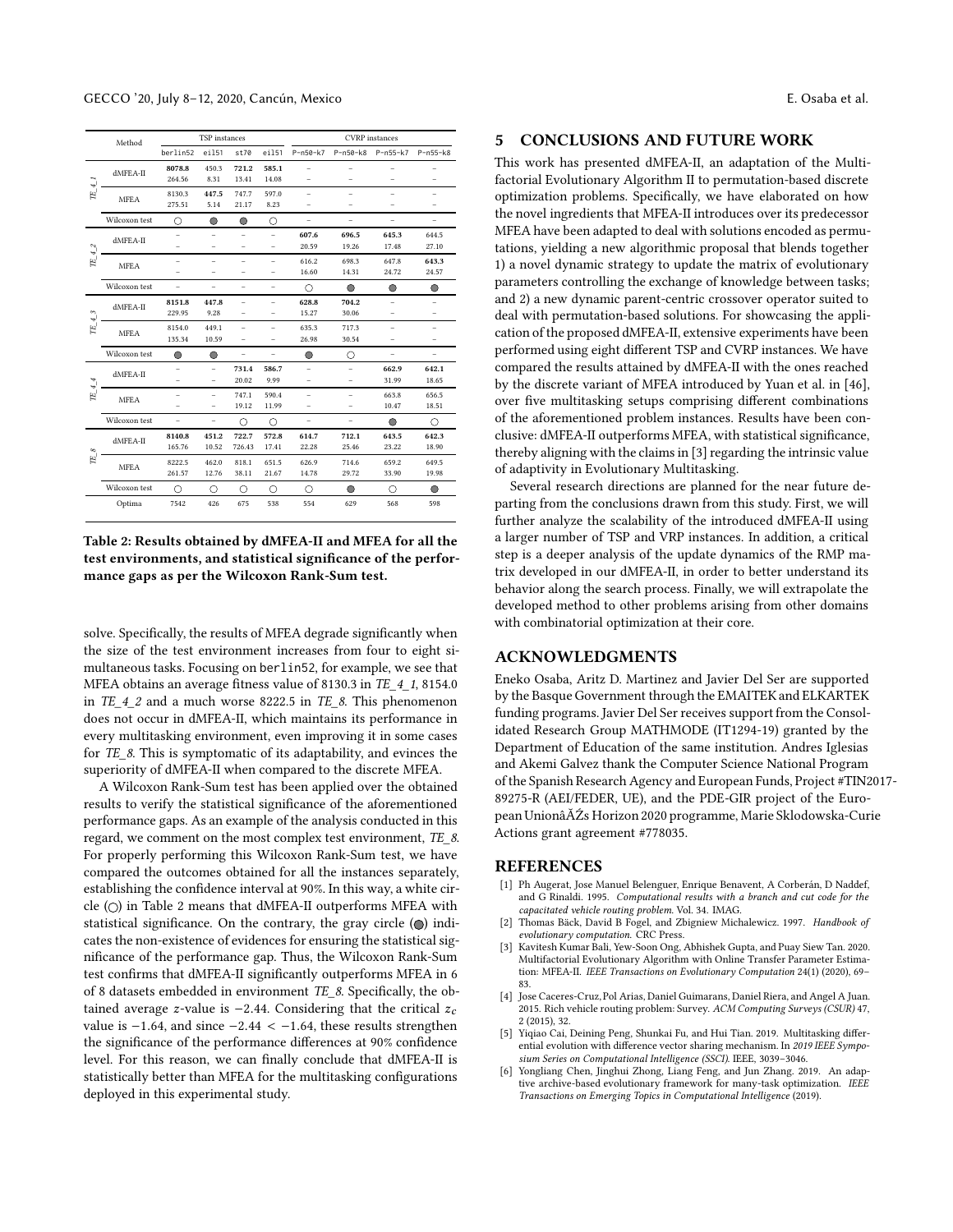| | Method | TSP instances | | | | CVRP instances | | | |
|---|---|---|---|---|---|---|---|---|---|
| | | berlin52 | eil51 | st70 | eil51 | P-n50-k7 | P-n50-k8 | P-n55-k7 | P-n55-k8 |
| *TE_4_1* | dMFEA-II | **8078.8** 264.56 | 450.3 8.31 | **721.2** 13.41 | **585.1** 14.08 | – | – | – | – |
| | MFEA | 8130.3 275.51 | **447.5** 5.14 | 747.7 21.17 | 597.0 8.23 | – | – | – | – |
| | Wilcoxon test | ○ | ● | ● | ○ | – | – | – | – |
| *TE_4_2* | dMFEA-II | – | – | – | – | **607.6** 20.59 | **696.5** 19.26 | **645.3** 17.48 | 644.5 27.10 |
| | MFEA | – | – | – | – | 616.2 16.60 | 698.3 14.31 | 647.8 24.72 | **643.3** 24.57 |
| | Wilcoxon test | – | – | – | – | ○ | ● | ● | ● |
| *TE_4_3* | dMFEA-II | **8151.8** 229.95 | **447.8** 9.28 | – | – | **628.8** 15.27 | **704.2** 30.06 | – | – |
| | MFEA | 8154.0 135.34 | 449.1 10.59 | – | – | 635.3 26.98 | 717.3 30.54 | – | – |
| | Wilcoxon test | ● | ● | – | – | ● | ○ | – | – |
| *TE_4_4* | dMFEA-II | – | – | **731.4** 20.02 | **586.7** 9.99 | – | – | **662.9** 31.99 | **642.1** 18.65 |
| | MFEA | – | – | 747.1 19.12 | 590.4 11.99 | – | – | 663.8 10.47 | 656.5 18.51 |
| | Wilcoxon test | – | – | ○ | ○ | – | – | ● | ○ |
| *TE_8* | dMFEA-II | **8140.8** 165.76 | **451.2** 10.52 | **722.7** 726.43 | **572.8** 17.41 | **614.7** 22.28 | **712.1** 25.46 | **643.5** 23.22 | **642.3** 18.90 |
| | MFEA | 8222.5 261.57 | 462.0 12.76 | 818.1 38.11 | 651.5 21.67 | 626.9 14.78 | 714.6 29.72 | 659.2 33.90 | 649.5 19.98 |
| | Wilcoxon test | ○ | ○ | ○ | ○ | ○ | ● | ○ | ● |
| | Optima | 7542 | 426 | 675 | 538 | 554 | 629 | 568 | 598 |

**Table 2: Results obtained by dMFEA-II and MFEA for all the test environments, and statistical significance of the performance gaps as per the Wilcoxon Rank-Sum test.**

solve. Specifically, the results of MFEA degrade significantly when the size of the test environment increases from four to eight simultaneous tasks. Focusing on berlin52, for example, we see that MFEA obtains an average fitness value of 8130.3 in *TE_4_1*, 8154.0 in *TE_4_2* and a much worse 8222.5 in *TE_8*. This phenomenon does not occur in dMFEA-II, which maintains its performance in every multitasking environment, even improving it in some cases for *TE_8*. This is symptomatic of its adaptability, and evinces the superiority of dMFEA-II when compared to the discrete MFEA.

A Wilcoxon Rank-Sum test has been applied over the obtained results to verify the statistical significance of the aforementioned performance gaps. As an example of the analysis conducted in this regard, we comment on the most complex test environment, *TE_8*. For properly performing this Wilcoxon Rank-Sum test, we have compared the outcomes obtained for all the instances separately, establishing the confidence interval at 90%. In this way, a white circle (○) in Table 2 means that dMFEA-II outperforms MFEA with statistical significance. On the contrary, the gray circle (●) indicates the non-existence of evidences for ensuring the statistical significance of the performance gap. Thus, the Wilcoxon Rank-Sum test confirms that dMFEA-II significantly outperforms MFEA in 6 of 8 datasets embedded in environment *TE_8*. Specifically, the obtained average $z$-value is $-2.44$. Considering that the critical $z_c$ value is $-1.64$, and since $-2.44 < -1.64$, these results strengthen the significance of the performance differences at 90% confidence level. For this reason, we can finally conclude that dMFEA-II is statistically better than MFEA for the multitasking configurations deployed in this experimental study.

## 5 CONCLUSIONS AND FUTURE WORK

This work has presented dMFEA-II, an adaptation of the Multifactorial Evolutionary Algorithm II to permutation-based discrete optimization problems. Specifically, we have elaborated on how the novel ingredients that MFEA-II introduces over its predecessor MFEA have been adapted to deal with solutions encoded as permutations, yielding a new algorithmic proposal that blends together 1) a novel dynamic strategy to update the matrix of evolutionary parameters controlling the exchange of knowledge between tasks; and 2) a new dynamic parent-centric crossover operator suited to deal with permutation-based solutions. For showcasing the application of the proposed dMFEA-II, extensive experiments have been performed using eight different TSP and CVRP instances. We have compared the results attained by dMFEA-II with the ones reached by the discrete variant of MFEA introduced by Yuan et al. in [46], over five multitasking setups comprising different combinations of the aforementioned problem instances. Results have been conclusive: dMFEA-II outperforms MFEA, with statistical significance, thereby aligning with the claims in [3] regarding the intrinsic value of adaptivity in Evolutionary Multitasking.

Several research directions are planned for the near future departing from the conclusions drawn from this study. First, we will further analyze the scalability of the introduced dMFEA-II using a larger number of TSP and VRP instances. In addition, a critical step is a deeper analysis of the update dynamics of the RMP matrix developed in our dMFEA-II, in order to better understand its behavior along the search process. Finally, we will extrapolate the developed method to other problems arising from other domains with combinatorial optimization at their core.

## ACKNOWLEDGMENTS

Eneko Osaba, Aritz D. Martinez and Javier Del Ser are supported by the Basque Government through the EMAITEK and ELKARTEK funding programs. Javier Del Ser receives support from the Consolidated Research Group MATHMODE (IT1294-19) granted by the Department of Education of the same institution. Andres Iglesias and Akemi Galvez thank the Computer Science National Program of the Spanish Research Agency and European Funds, Project #TIN2017-89275-R (AEI/FEDER, UE), and the PDE-GIR project of the European UnionâĂŹs Horizon 2020 programme, Marie Sklodowska-Curie Actions grant agreement #778035.

## REFERENCES

[1] Ph Augerat, Jose Manuel Belenguer, Enrique Benavent, A Corberán, D Naddef, and G Rinaldi. 1995. *Computational results with a branch and cut code for the capacitated vehicle routing problem.* Vol. 34. IMAG.

[2] Thomas Bäck, David B Fogel, and Zbigniew Michalewicz. 1997. *Handbook of evolutionary computation.* CRC Press.

[3] Kavitesh Kumar Bali, Yew-Soon Ong, Abhishek Gupta, and Puay Siew Tan. 2020. Multifactorial Evolutionary Algorithm with Online Transfer Parameter Estimation: MFEA-II. *IEEE Transactions on Evolutionary Computation* 24(1) (2020), 69–83.

[4] Jose Caceres-Cruz, Pol Arias, Daniel Guimarans, Daniel Riera, and Angel A Juan. 2015. Rich vehicle routing problem: Survey. *ACM Computing Surveys (CSUR)* 47, 2 (2015), 32.

[5] Yiqiao Cai, Deining Peng, Shunkai Fu, and Hui Tian. 2019. Multitasking differential evolution with difference vector sharing mechanism. In *2019 IEEE Symposium Series on Computational Intelligence (SSCI).* IEEE, 3039–3046.

[6] Yongliang Chen, Jinghui Zhong, Liang Feng, and Jun Zhang. 2019. An adaptive archive-based evolutionary framework for many-task optimization. *IEEE Transactions on Emerging Topics in Computational Intelligence* (2019).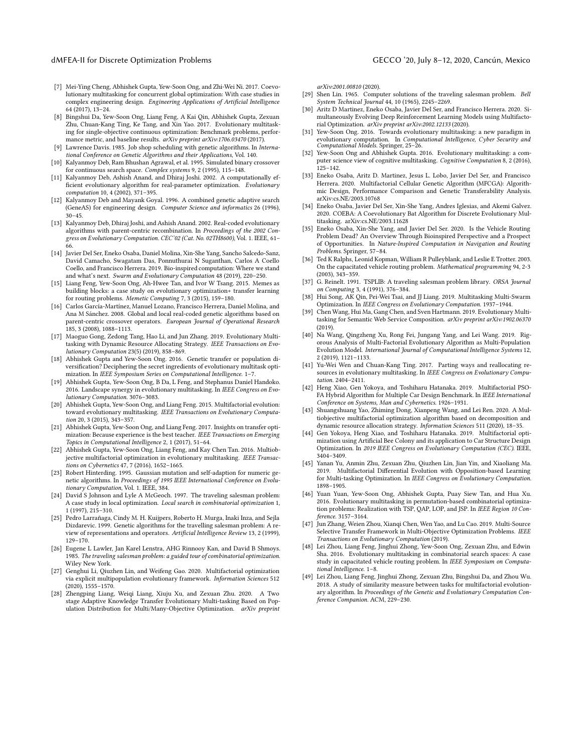[7] Mei-Ying Cheng, Abhishek Gupta, Yew-Soon Ong, and Zhi-Wei Ni. 2017. Coevolutionary multitasking for concurrent global optimization: With case studies in complex engineering design. *Engineering Applications of Artificial Intelligence* 64 (2017), 13–24.

[8] Bingshui Da, Yew-Soon Ong, Liang Feng, A Kai Qin, Abhishek Gupta, Zexuan Zhu, Chuan-Kang Ting, Ke Tang, and Xin Yao. 2017. Evolutionary multitasking for single-objective continuous optimization: Benchmark problems, performance metric, and baseline results. *arXiv preprint arXiv:1706.03470* (2017).

[9] Lawrence Davis. 1985. Job shop scheduling with genetic algorithms. In *International Conference on Genetic Algorithms and their Applications*, Vol. 140.

[10] Kalyanmoy Deb, Ram Bhushan Agrawal, et al. 1995. Simulated binary crossover for continuous search space. *Complex systems* 9, 2 (1995), 115–148.

[11] Kalyanmoy Deb, Ashish Anand, and Dhiraj Joshi. 2002. A computationally efficient evolutionary algorithm for real-parameter optimization. *Evolutionary computation* 10, 4 (2002), 371–395.

[12] Kalyanmoy Deb and Mayank Goyal. 1996. A combined genetic adaptive search (GeneAS) for engineering design. *Computer Science and informatics* 26 (1996), 30–45.

[13] Kalyanmoy Deb, Dhiraj Joshi, and Ashish Anand. 2002. Real-coded evolutionary algorithms with parent-centric recombination. In *Proceedings of the 2002 Congress on Evolutionary Computation. CEC'02 (Cat. No. 02TH8600)*, Vol. 1. IEEE, 61–66.

[14] Javier Del Ser, Eneko Osaba, Daniel Molina, Xin-She Yang, Sancho Salcedo-Sanz, David Camacho, Swagatam Das, Ponnuthurai N Suganthan, Carlos A Coello Coello, and Francisco Herrera. 2019. Bio-inspired computation: Where we stand and what's next. *Swarm and Evolutionary Computation* 48 (2019), 220–250.

[15] Liang Feng, Yew-Soon Ong, Ah-Hwee Tan, and Ivor W Tsang. 2015. Memes as building blocks: a case study on evolutionary optimization+ transfer learning for routing problems. *Memetic Computing* 7, 3 (2015), 159–180.

[16] Carlos García-Martínez, Manuel Lozano, Francisco Herrera, Daniel Molina, and Ana M Sánchez. 2008. Global and local real-coded genetic algorithms based on parent-centric crossover operators. *European Journal of Operational Research* 185, 3 (2008), 1088–1113.

[17] Maoguo Gong, Zedong Tang, Hao Li, and Jun Zhang. 2019. Evolutionary Multitasking with Dynamic Resource Allocating Strategy. *IEEE Transactions on Evolutionary Computation* 23(5) (2019), 858–869.

[18] Abhishek Gupta and Yew-Soon Ong. 2016. Genetic transfer or population diversification? Deciphering the secret ingredients of evolutionary multitask optimization. In *IEEE Symposium Series on Computational Intelligence*. 1–7.

[19] Abhishek Gupta, Yew-Soon Ong, B Da, L Feng, and Stephanus Daniel Handoko. 2016. Landscape synergy in evolutionary multitasking. In *IEEE Congress on Evolutionary Computation*. 3076–3083.

[20] Abhishek Gupta, Yew-Soon Ong, and Liang Feng. 2015. Multifactorial evolution: toward evolutionary multitasking. *IEEE Transactions on Evolutionary Computation* 20, 3 (2015), 343–357.

[21] Abhishek Gupta, Yew-Soon Ong, and Liang Feng. 2017. Insights on transfer optimization: Because experience is the best teacher. *IEEE Transactions on Emerging Topics in Computational Intelligence* 2, 1 (2017), 51–64.

[22] Abhishek Gupta, Yew-Soon Ong, Liang Feng, and Kay Chen Tan. 2016. Multiobjective multifactorial optimization in evolutionary multitasking. *IEEE Transactions on Cybernetics* 47, 7 (2016), 1652–1665.

[23] Robert Hinterding. 1995. Gaussian mutation and self-adaption for numeric genetic algorithms. In *Proceedings of 1995 IEEE International Conference on Evolutionary Computation*, Vol. 1. IEEE, 384.

[24] David S Johnson and Lyle A McGeoch. 1997. The traveling salesman problem: A case study in local optimization. *Local search in combinatorial optimization* 1, 1 (1997), 215–310.

[25] Pedro Larrañaga, Cindy M. H. Kuijpers, Roberto H. Murga, Inaki Inza, and Sejla Dizdarevic. 1999. Genetic algorithms for the travelling salesman problem: A review of representations and operators. *Artificial Intelligence Review* 13, 2 (1999), 129–170.

[26] Eugene L Lawler, Jan Karel Lenstra, AHG Rinnooy Kan, and David B Shmoys. 1985. *The traveling salesman problem: a guided tour of combinatorial optimization.* Wiley New York.

[27] Genghui Li, Qiuzhen Lin, and Weifeng Gao. 2020. Multifactorial optimization via explicit multipopulation evolutionary framework. *Information Sciences* 512 (2020), 1555–1570.

[28] Zhengping Liang, Weiqi Liang, Xiuju Xu, and Zexuan Zhu. 2020. A Two stage Adaptive Knowledge Transfer Evolutionary Multi-tasking Based on Population Distribution for Multi/Many-Objective Optimization. *arXiv preprint arXiv:2001.00810* (2020).

[29] Shen Lin. 1965. Computer solutions of the traveling salesman problem. *Bell System Technical Journal* 44, 10 (1965), 2245–2269.

[30] Aritz D Martinez, Eneko Osaba, Javier Del Ser, and Francisco Herrera. 2020. Simultaneously Evolving Deep Reinforcement Learning Models using Multifactorial Optimization. *arXiv preprint arXiv:2002.12133* (2020).

[31] Yew-Soon Ong. 2016. Towards evolutionary multitasking: a new paradigm in evolutionary computation. In *Computational Intelligence, Cyber Security and Computational Models*. Springer, 25–26.

[32] Yew-Soon Ong and Abhishek Gupta. 2016. Evolutionary multitasking: a computer science view of cognitive multitasking. *Cognitive Computation* 8, 2 (2016), 125–142.

[33] Eneko Osaba, Aritz D. Martinez, Jesus L. Lobo, Javier Del Ser, and Francisco Herrera. 2020. Multifactorial Cellular Genetic Algorithm (MFCGA): Algorithmic Design, Performance Comparison and Genetic Transferability Analysis. arXiv:cs.NE/2003.10768

[34] Eneko Osaba, Javier Del Ser, Xin-She Yang, Andres Iglesias, and Akemi Galvez. 2020. COEBA: A Coevolutionary Bat Algorithm for Discrete Evolutionary Multitasking. arXiv:cs.NE/2003.11628

[35] Eneko Osaba, Xin-She Yang, and Javier Del Ser. 2020. Is the Vehicle Routing Problem Dead? An Overview Through Bioinspired Perspective and a Prospect of Opportunities. In *Nature-Inspired Computation in Navigation and Routing Problems*. Springer, 57–84.

[36] Ted K Ralphs, Leonid Kopman, William R Pulleyblank, and Leslie E Trotter. 2003. On the capacitated vehicle routing problem. *Mathematical programming* 94, 2-3 (2003), 343–359.

[37] G. Reinelt. 1991. TSPLIB: A traveling salesman problem library. *ORSA Journal on Computing* 3, 4 (1991), 376–384.

[38] Hui Song, AK Qin, Pei-Wei Tsai, and JJ Liang. 2019. Multitasking Multi-Swarm Optimization. In *IEEE Congress on Evolutionary Computation*. 1937–1944.

[39] Chen Wang, Hui Ma, Gang Chen, and Sven Hartmann. 2019. Evolutionary Multitasking for Semantic Web Service Composition. *arXiv preprint arXiv:1902.06370* (2019).

[40] Na Wang, Qingzheng Xu, Rong Fei, Jungang Yang, and Lei Wang. 2019. Rigorous Analysis of Multi-Factorial Evolutionary Algorithm as Multi-Population Evolution Model. *International Journal of Computational Intelligence Systems* 12, 2 (2019), 1121–1133.

[41] Yu-Wei Wen and Chuan-Kang Ting. 2017. Parting ways and reallocating resources in evolutionary multitasking. In *IEEE Congress on Evolutionary Computation*. 2404–2411.

[42] Heng Xiao, Gen Yokoya, and Toshiharu Hatanaka. 2019. Multifactorial PSO-FA Hybrid Algorithm for Multiple Car Design Benchmark. In *IEEE International Conference on Systems, Man and Cybernetics*. 1926–1931.

[43] Shuangshuang Yao, Zhiming Dong, Xianpeng Wang, and Lei Ren. 2020. A Multiobjective multifactorial optimization algorithm based on decomposition and dynamic resource allocation strategy. *Information Sciences* 511 (2020), 18–35.

[44] Gen Yokoya, Heng Xiao, and Toshiharu Hatanaka. 2019. Multifactorial optimization using Artificial Bee Colony and its application to Car Structure Design Optimization. In *2019 IEEE Congress on Evolutionary Computation (CEC)*. IEEE, 3404–3409.

[45] Yanan Yu, Anmin Zhu, Zexuan Zhu, Qiuzhen Lin, Jian Yin, and Xiaoliang Ma. 2019. Multifactorial Differential Evolution with Opposition-based Learning for Multi-tasking Optimization. In *IEEE Congress on Evolutionary Computation*. 1898–1905.

[46] Yuan Yuan, Yew-Soon Ong, Abhishek Gupta, Puay Siew Tan, and Hua Xu. 2016. Evolutionary multitasking in permutation-based combinatorial optimization problems: Realization with TSP, QAP, LOP, and JSP. In *IEEE Region 10 Conference*. 3157–3164.

[47] Jun Zhang, Weien Zhou, Xianqi Chen, Wen Yao, and Lu Cao. 2019. Multi-Source Selective Transfer Framework in Multi-Objective Optimization Problems. *IEEE Transactions on Evolutionary Computation* (2019).

[48] Lei Zhou, Liang Feng, Jinghui Zhong, Yew-Soon Ong, Zexuan Zhu, and Edwin Sha. 2016. Evolutionary multitasking in combinatorial search spaces: A case study in capacitated vehicle routing problem. In *IEEE Symposium on Computational Intelligence*. 1–8.

[49] Lei Zhou, Liang Feng, Jinghui Zhong, Zexuan Zhu, Bingshui Da, and Zhou Wu. 2018. A study of similarity measure between tasks for multifactorial evolutionary algorithm. In *Proceedings of the Genetic and Evolutionary Computation Conference Companion*. ACM, 229–230.